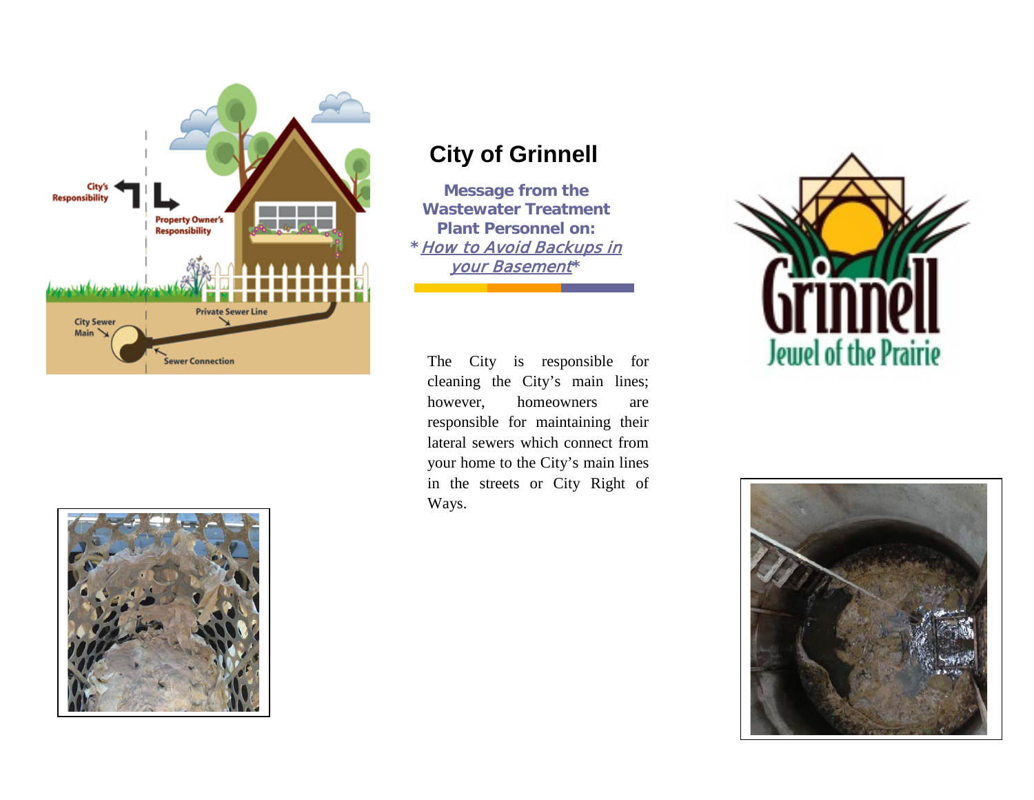# City of Grinnell

**Message from the Wastewater Treatment Plant Personnel on:**

*\* How to Avoid Backups in your Basement\**

The City is responsible for cleaning the City's main lines; however, homeowners are responsible for maintaining their lateral sewers which connect from your home to the City's main lines in the streets or City Right of Ways.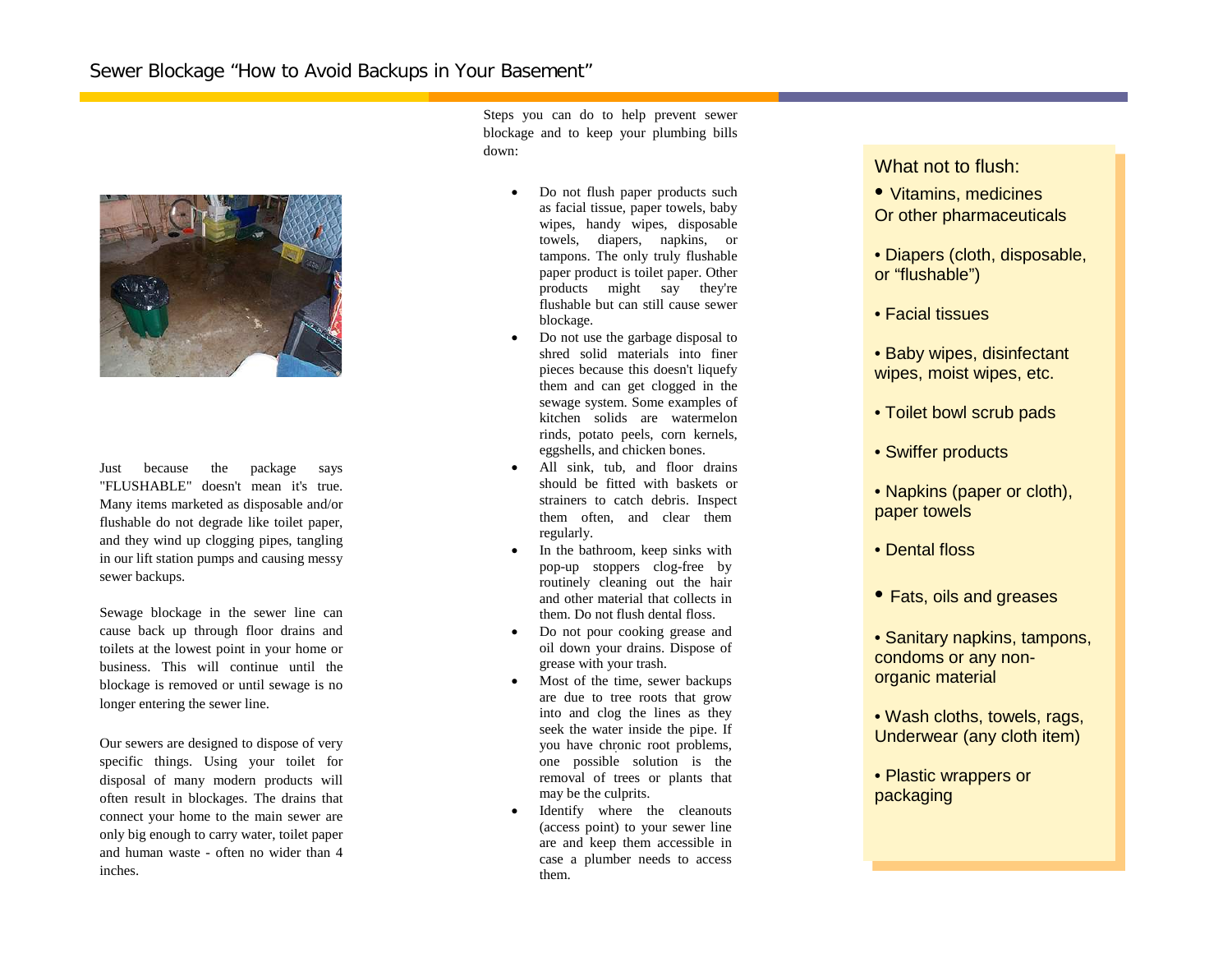# Sewer Blockage “How to Avoid Backups in Your Basement”

Just because the package says "FLUSHABLE" doesn't mean it's true. Many items marketed as disposable and/or flushable do not degrade like toilet paper, and they wind up clogging pipes, tangling in our lift station pumps and causing messy sewer backups.

Sewage blockage in the sewer line can cause back up through floor drains and toilets at the lowest point in your home or business. This will continue until the blockage is removed or until sewage is no longer entering the sewer line.

Our sewers are designed to dispose of very specific things. Using your toilet for disposal of many modern products will often result in blockages. The drains that connect your home to the main sewer are only big enough to carry water, toilet paper and human waste - often no wider than 4 inches.

Steps you can do to help prevent sewer blockage and to keep your plumbing bills down:

- Do not flush paper products such as facial tissue, paper towels, baby wipes, handy wipes, disposable towels, diapers, napkins, or tampons. The only truly flushable paper product is toilet paper. Other products might say they're flushable but can still cause sewer blockage.
- Do not use the garbage disposal to shred solid materials into finer pieces because this doesn't liquefy them and can get clogged in the sewage system. Some examples of kitchen solids are watermelon rinds, potato peels, corn kernels, eggshells, and chicken bones.
- All sink, tub, and floor drains should be fitted with baskets or strainers to catch debris. Inspect them often, and clear them regularly.
- In the bathroom, keep sinks with pop-up stoppers clog-free by routinely cleaning out the hair and other material that collects in them. Do not flush dental floss.
- Do not pour cooking grease and oil down your drains. Dispose of grease with your trash.
- Most of the time, sewer backups are due to tree roots that grow into and clog the lines as they seek the water inside the pipe. If you have chronic root problems, one possible solution is the removal of trees or plants that may be the culprits.
- Identify where the cleanouts (access point) to your sewer line are and keep them accessible in case a plumber needs to access them.

What not to flush:

- Vitamins, medicines Or other pharmaceuticals
- Diapers (cloth, disposable, or “flushable”)
- Facial tissues
- Baby wipes, disinfectant wipes, moist wipes, etc.
- Toilet bowl scrub pads
- Swiffer products
- Napkins (paper or cloth), paper towels
- Dental floss
- Fats, oils and greases
- Sanitary napkins, tampons, condoms or any non-organic material
- Wash cloths, towels, rags, Underwear (any cloth item)
- Plastic wrappers or packaging